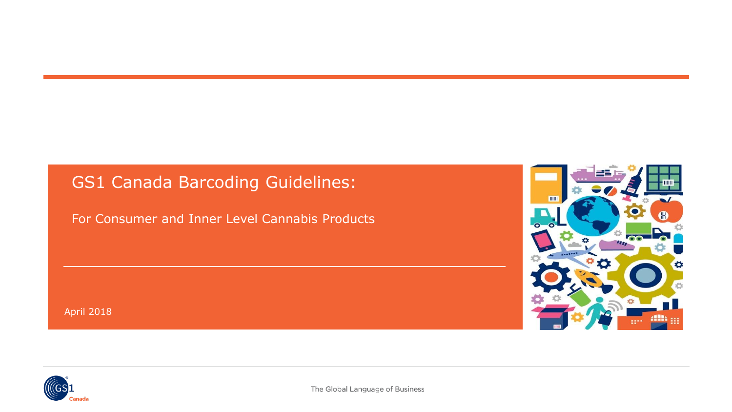# GS1 Canada Barcoding Guidelines:

## For Consumer and Inner Level Cannabis Products

April 2018

The Global Language of Business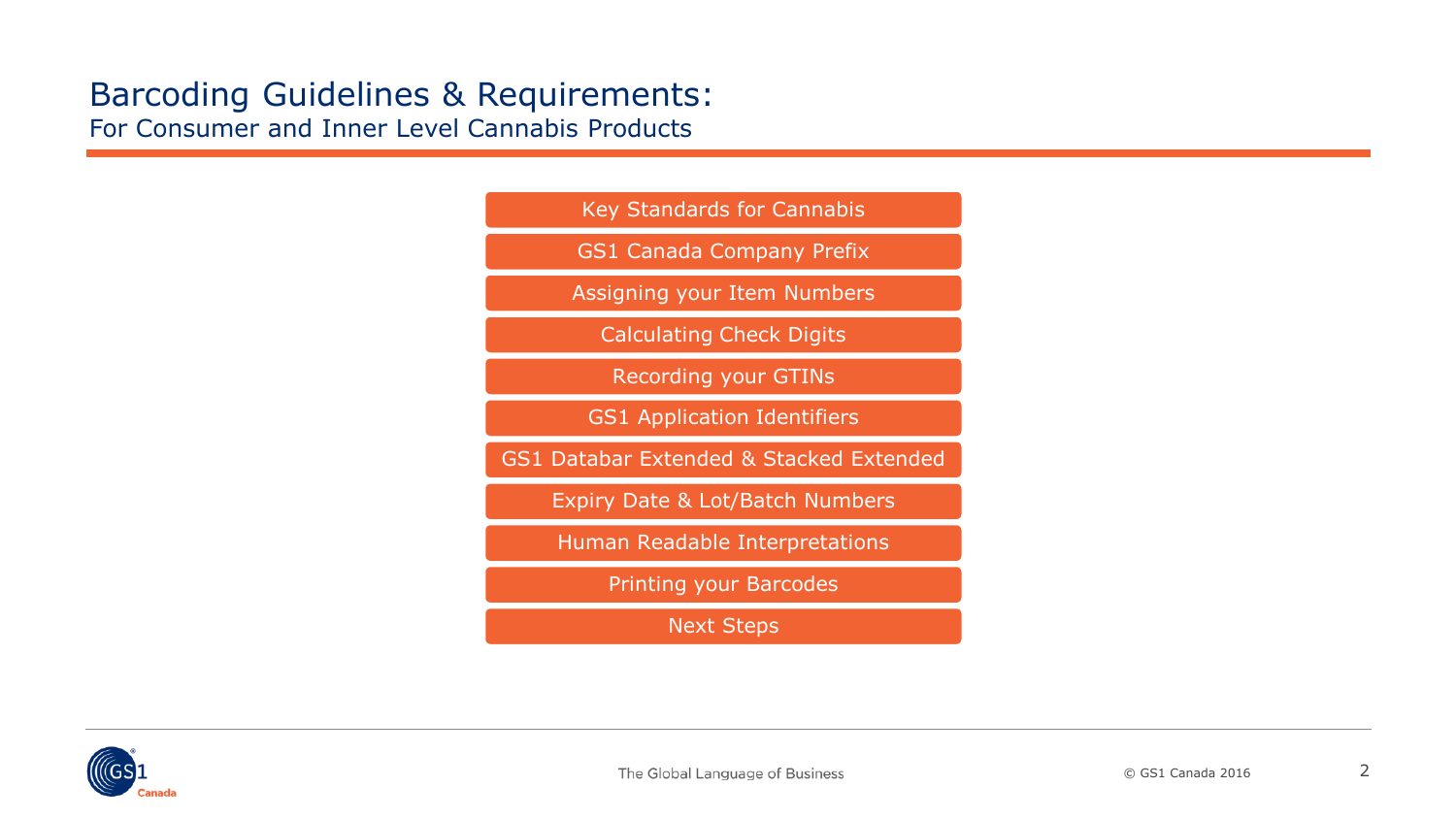# Barcoding Guidelines & Requirements:

## For Consumer and Inner Level Cannabis Products

- Key Standards for Cannabis
- GS1 Canada Company Prefix
- Assigning your Item Numbers
- Calculating Check Digits
- Recording your GTINs
- GS1 Application Identifiers
- GS1 Databar Extended & Stacked Extended
- Expiry Date & Lot/Batch Numbers
- Human Readable Interpretations
- Printing your Barcodes
- Next Steps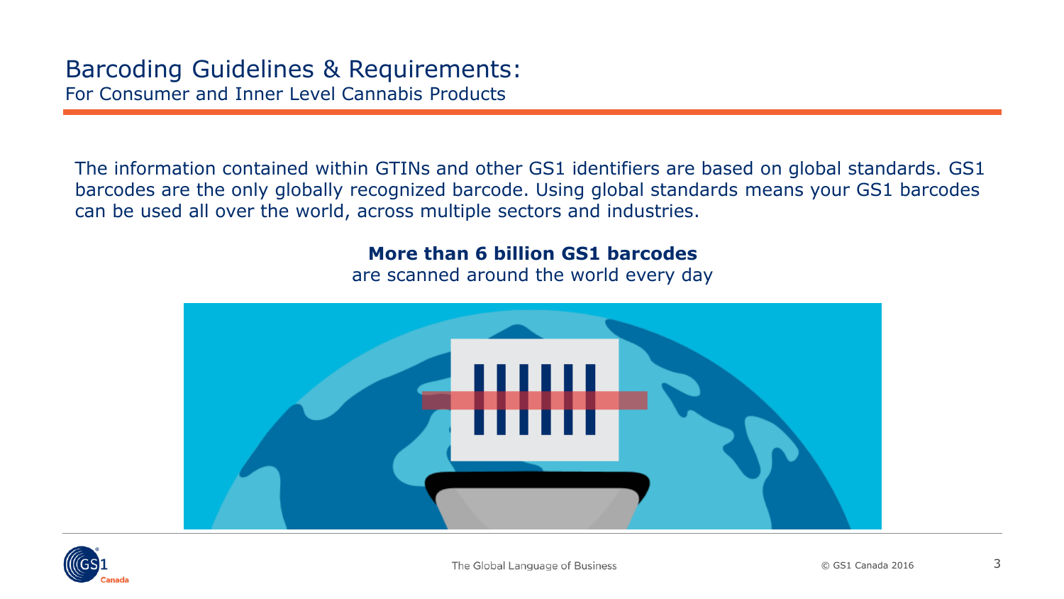# Barcoding Guidelines & Requirements:

## For Consumer and Inner Level Cannabis Products

The information contained within GTINs and other GS1 identifiers are based on global standards. GS1 barcodes are the only globally recognized barcode. Using global standards means your GS1 barcodes can be used all over the world, across multiple sectors and industries.

**More than 6 billion GS1 barcodes**
are scanned around the world every day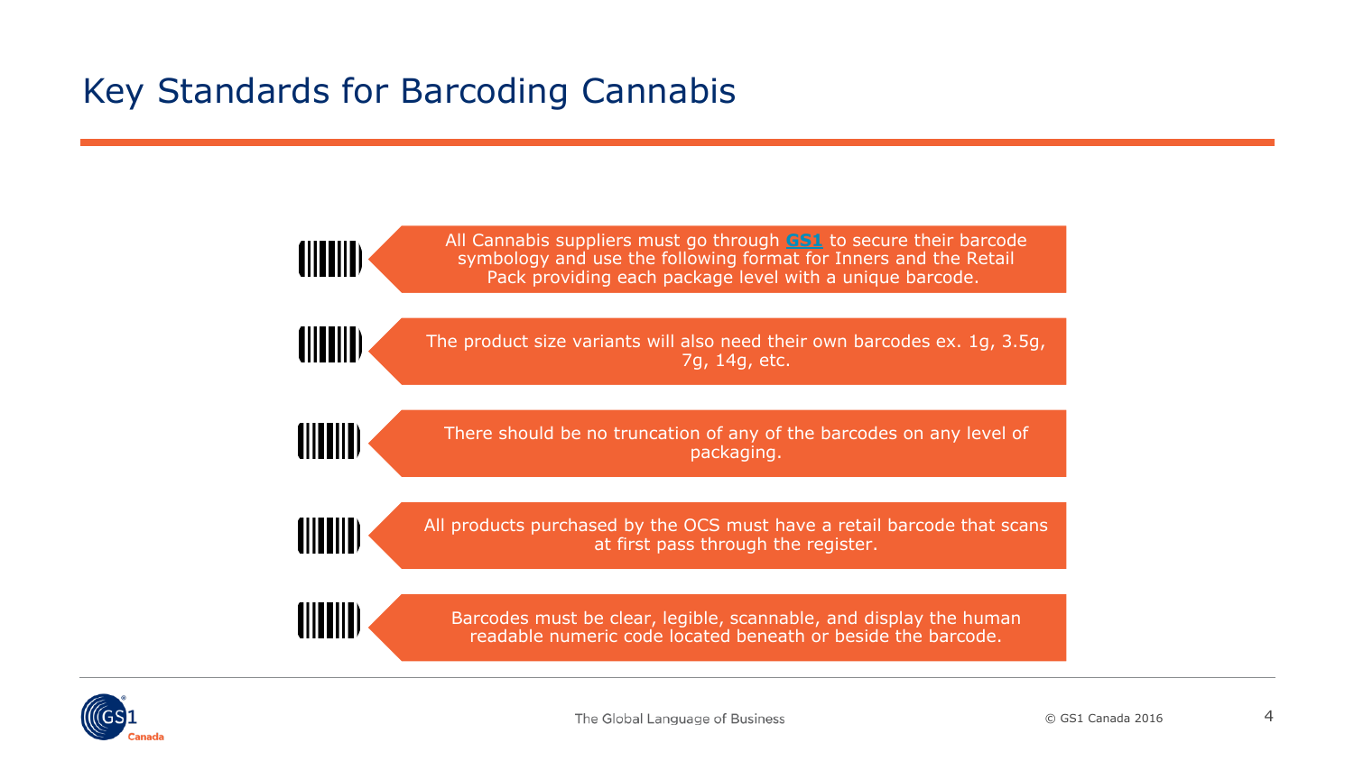# Key Standards for Barcoding Cannabis

- All Cannabis suppliers must go through **GS1** to secure their barcode symbology and use the following format for Inners and the Retail Pack providing each package level with a unique barcode.
- The product size variants will also need their own barcodes ex. 1g, 3.5g, 7g, 14g, etc.
- There should be no truncation of any of the barcodes on any level of packaging.
- All products purchased by the OCS must have a retail barcode that scans at first pass through the register.
- Barcodes must be clear, legible, scannable, and display the human readable numeric code located beneath or beside the barcode.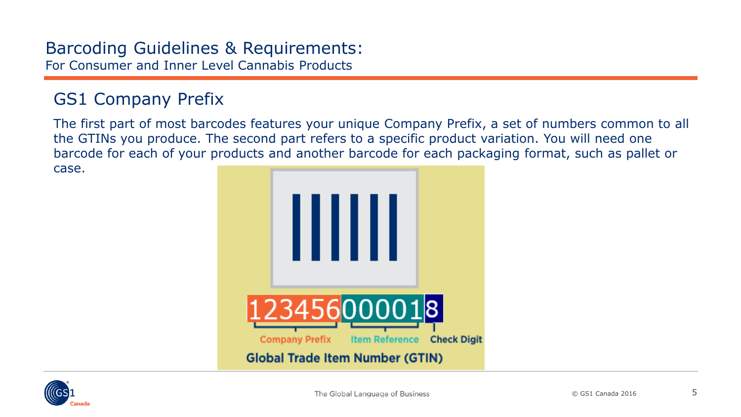# Barcoding Guidelines & Requirements:

For Consumer and Inner Level Cannabis Products

## GS1 Company Prefix

The first part of most barcodes features your unique Company Prefix, a set of numbers common to all the GTINs you produce. The second part refers to a specific product variation. You will need one barcode for each of your products and another barcode for each packaging format, such as pallet or case.

123456 | 00001 | 8

Company Prefix | Item Reference | Check Digit

**Global Trade Item Number (GTIN)**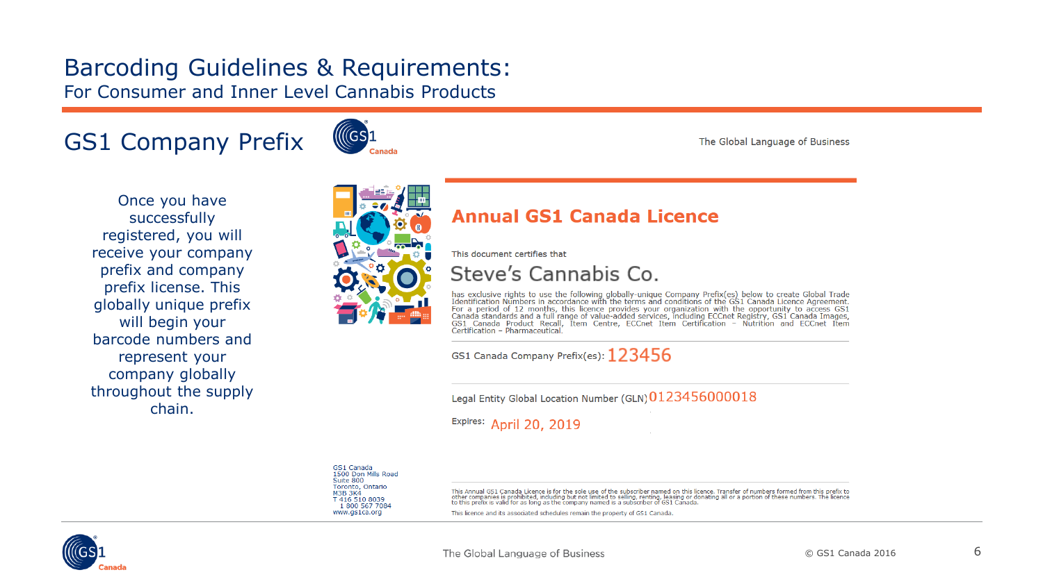## GS1 Company Prefix

Once you have successfully registered, you will receive your company prefix and company prefix license. This globally unique prefix will begin your barcode numbers and represent your company globally throughout the supply chain.

The Global Language of Business

### Annual GS1 Canada Licence

This document certifies that

Steve's Cannabis Co.

has exclusive rights to use the following globally-unique Company Prefix(es) below to create Global Trade Identification Numbers in accordance with the terms and conditions of the GS1 Canada Licence Agreement. For a period of 12 months, this licence provides your organization with the opportunity to access GS1 Canada standards and a full range of value-added services, including ECCnet Registry, GS1 Canada Images, GS1 Canada Product Recall, Item Centre, ECCnet Item Certification – Nutrition and ECCnet Item Certification – Pharmaceutical.

GS1 Canada Company Prefix(es): 123456

Legal Entity Global Location Number (GLN) 0123456000018

Expires: April 20, 2019

GS1 Canada
1500 Don Mills Road
Suite 800
Toronto, Ontario
M3B 3K4
T 416 510 8039
1 800 567 7084
www.gs1ca.org

This Annual GS1 Canada Licence is for the sole use of the subscriber named on this licence. Transfer of numbers formed from this prefix to other companies is prohibited, including but not limited to selling, renting, leasing or donating all or a portion of these numbers. The licence to this prefix is valid for as long as the company named is a subscriber of GS1 Canada.

This licence and its associated schedules remain the property of GS1 Canada.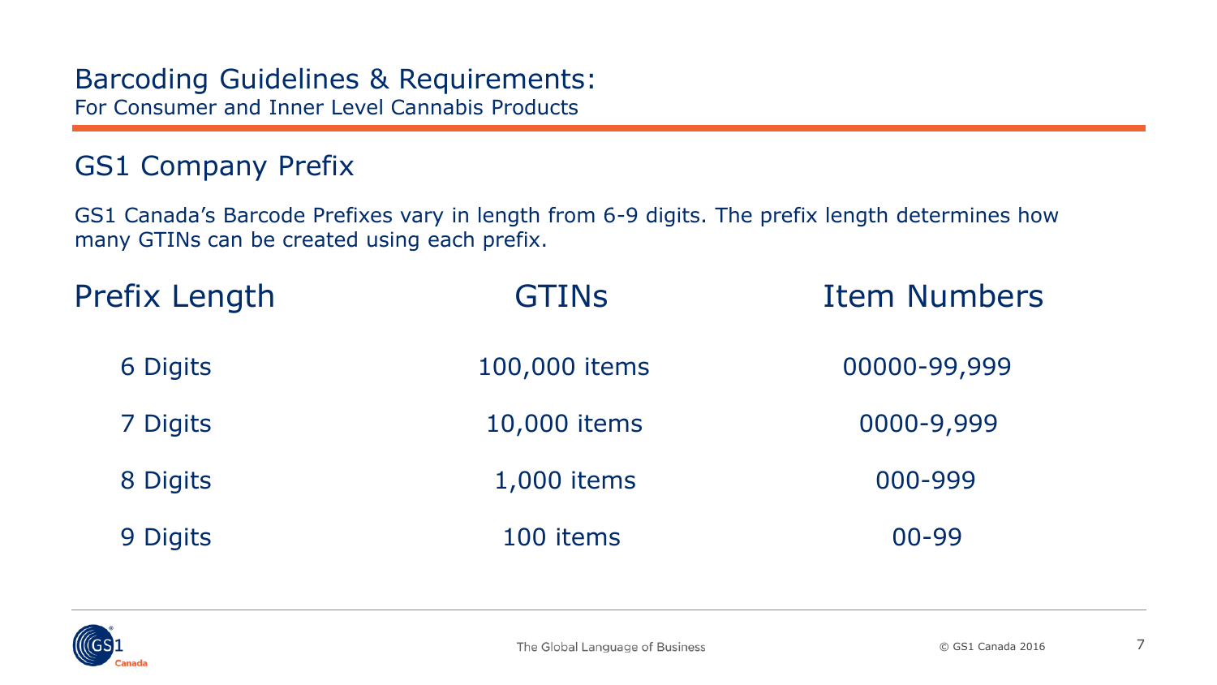# Barcoding Guidelines & Requirements:
For Consumer and Inner Level Cannabis Products

## GS1 Company Prefix

GS1 Canada's Barcode Prefixes vary in length from 6-9 digits. The prefix length determines how many GTINs can be created using each prefix.

| Prefix Length | GTINs | Item Numbers |
| --- | --- | --- |
| 6 Digits | 100,000 items | 00000-99,999 |
| 7 Digits | 10,000 items | 0000-9,999 |
| 8 Digits | 1,000 items | 000-999 |
| 9 Digits | 100 items | 00-99 |

The Global Language of Business

© GS1 Canada 2016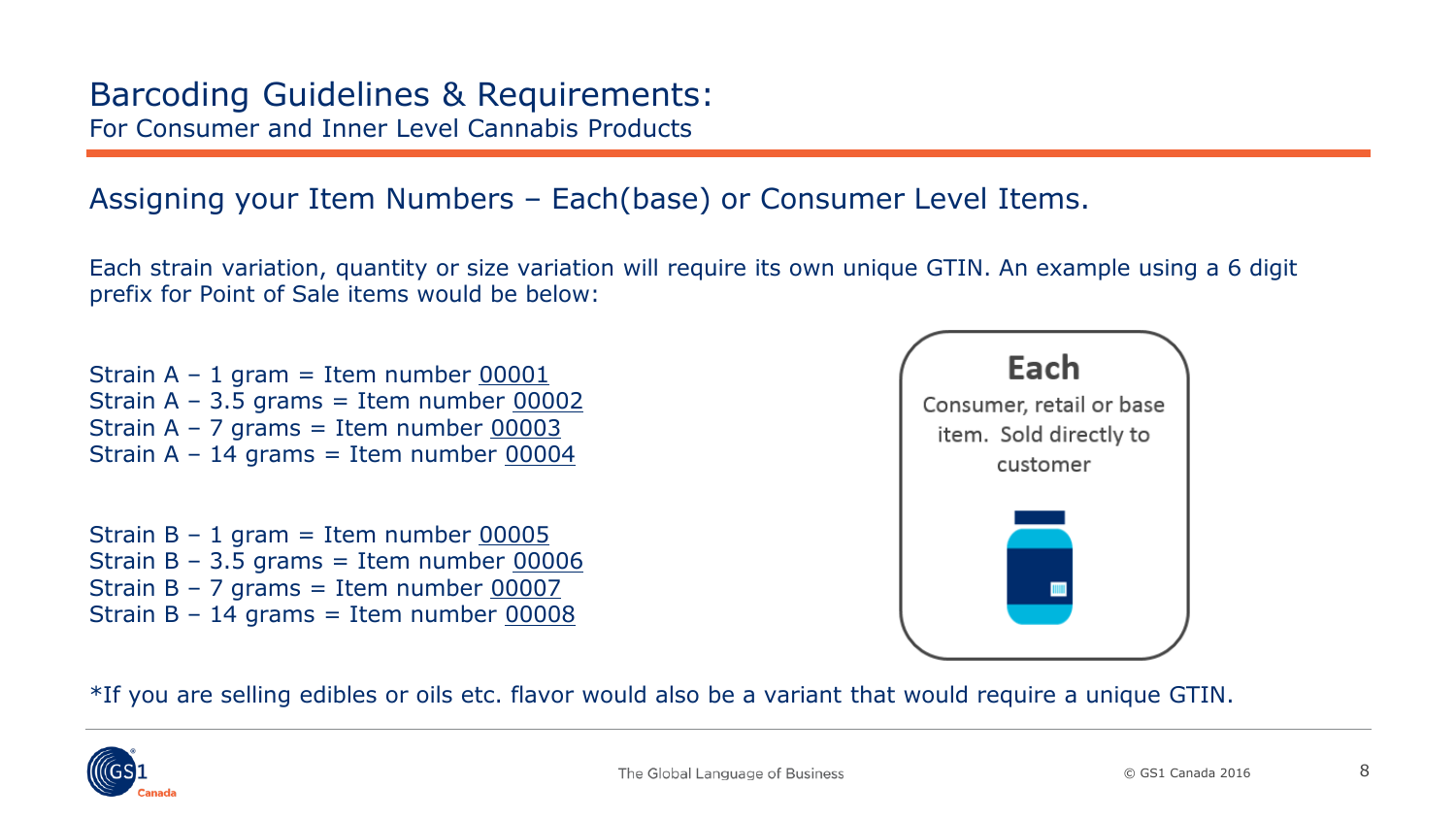# Barcoding Guidelines & Requirements:

For Consumer and Inner Level Cannabis Products

## Assigning your Item Numbers – Each(base) or Consumer Level Items.

Each strain variation, quantity or size variation will require its own unique GTIN. An example using a 6 digit prefix for Point of Sale items would be below:

Strain A – 1 gram = Item number 00001
Strain A – 3.5 grams = Item number 00002
Strain A – 7 grams = Item number 00003
Strain A – 14 grams = Item number 00004

Strain B – 1 gram = Item number 00005
Strain B – 3.5 grams = Item number 00006
Strain B – 7 grams = Item number 00007
Strain B – 14 grams = Item number 00008

**Each**

Consumer, retail or base item. Sold directly to customer

*If you are selling edibles or oils etc. flavor would also be a variant that would require a unique GTIN.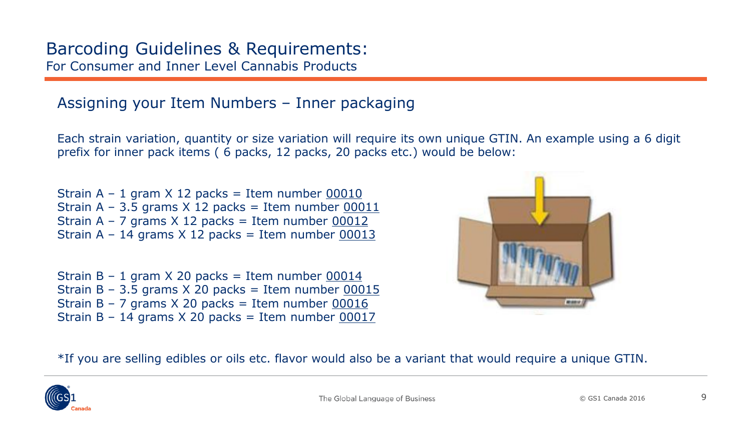# Barcoding Guidelines & Requirements:

For Consumer and Inner Level Cannabis Products

## Assigning your Item Numbers – Inner packaging

Each strain variation, quantity or size variation will require its own unique GTIN. An example using a 6 digit prefix for inner pack items ( 6 packs, 12 packs, 20 packs etc.) would be below:

Strain A – 1 gram X 12 packs = Item number 00010
Strain A – 3.5 grams X 12 packs = Item number 00011
Strain A – 7 grams X 12 packs = Item number 00012
Strain A – 14 grams X 12 packs = Item number 00013

Strain B – 1 gram X 20 packs = Item number 00014
Strain B – 3.5 grams X 20 packs = Item number 00015
Strain B – 7 grams X 20 packs = Item number 00016
Strain B – 14 grams X 20 packs = Item number 00017

*If you are selling edibles or oils etc. flavor would also be a variant that would require a unique GTIN.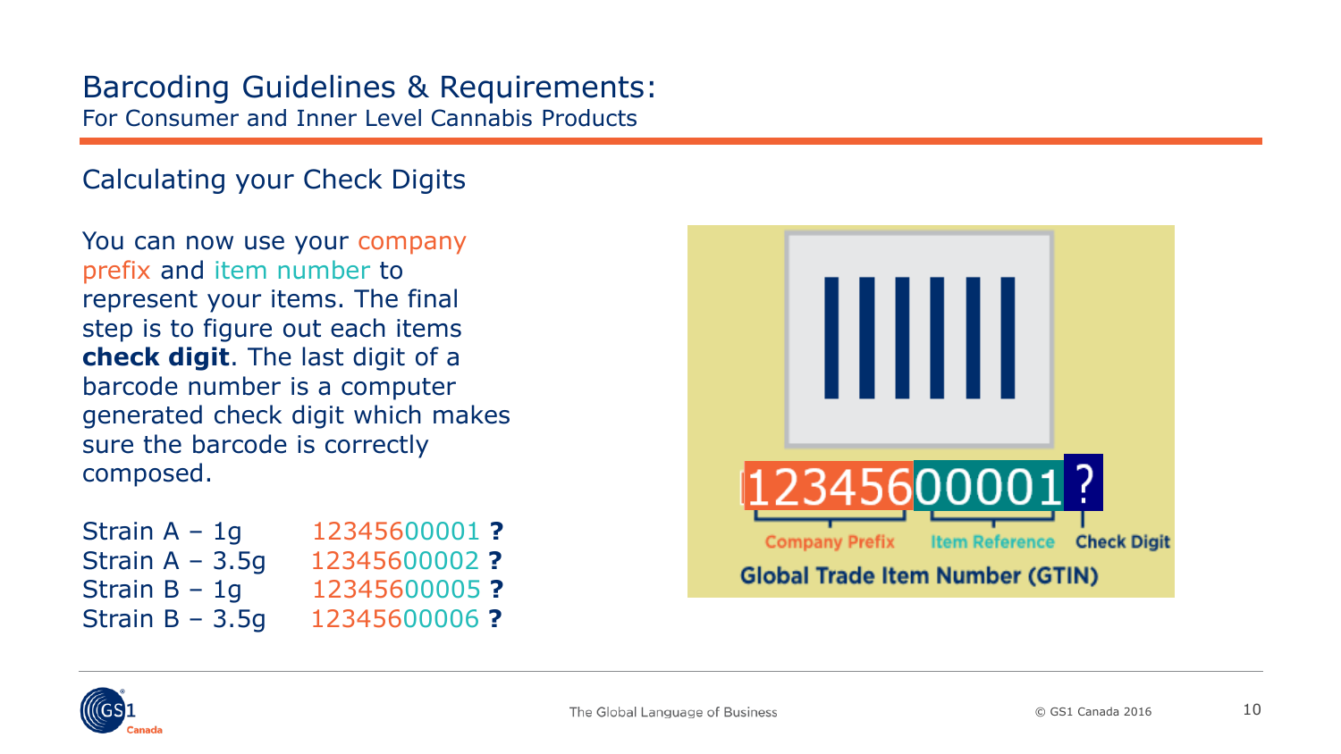# Barcoding Guidelines & Requirements:

For Consumer and Inner Level Cannabis Products

## Calculating your Check Digits

You can now use your company prefix and item number to represent your items. The final step is to figure out each items **check digit**. The last digit of a barcode number is a computer generated check digit which makes sure the barcode is correctly composed.

| | |
|---|---|
| Strain A – 1g | 12345600001 **?** |
| Strain A – 3.5g | 12345600002 **?** |
| Strain B – 1g | 12345600005 **?** |
| Strain B – 3.5g | 12345600006 **?** |

12345600001 ?

Company Prefix | Item Reference | Check Digit

**Global Trade Item Number (GTIN)**

The Global Language of Business

© GS1 Canada 2016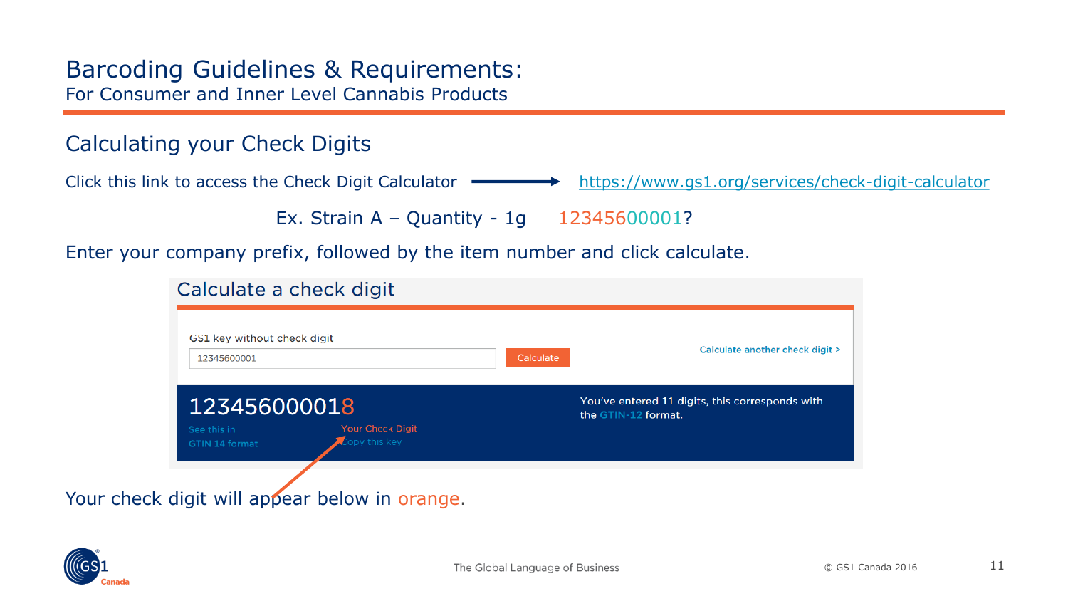# Barcoding Guidelines & Requirements:

For Consumer and Inner Level Cannabis Products

## Calculating your Check Digits

Click this link to access the Check Digit Calculator → https://www.gs1.org/services/check-digit-calculator

Ex. Strain A – Quantity - 1g 12345600001?

Enter your company prefix, followed by the item number and click calculate.

### Calculate a check digit

GS1 key without check digit

12345600001

Calculate

Calculate another check digit >

123456000018

See this in GTIN 14 format

Your Check Digit

Copy this key

You've entered 11 digits, this corresponds with the GTIN-12 format.

Your check digit will appear below in orange.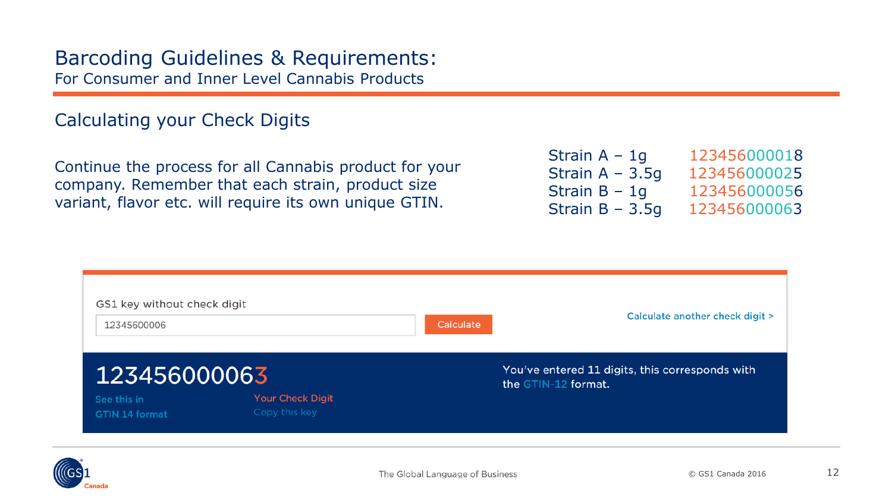# Barcoding Guidelines & Requirements:

For Consumer and Inner Level Cannabis Products

## Calculating your Check Digits

Continue the process for all Cannabis product for your company. Remember that each strain, product size variant, flavor etc. will require its own unique GTIN.

| | |
|---|---|
| Strain A – 1g | 123456000018 |
| Strain A – 3.5g | 123456000025 |
| Strain B – 1g | 123456000056 |
| Strain B – 3.5g | 123456000063 |

GS1 key without check digit

12345600006

Calculate

Calculate another check digit >

123456000063

See this in GTIN 14 format

Your Check Digit

Copy this key

You've entered 11 digits, this corresponds with the GTIN-12 format.

The Global Language of Business

© GS1 Canada 2016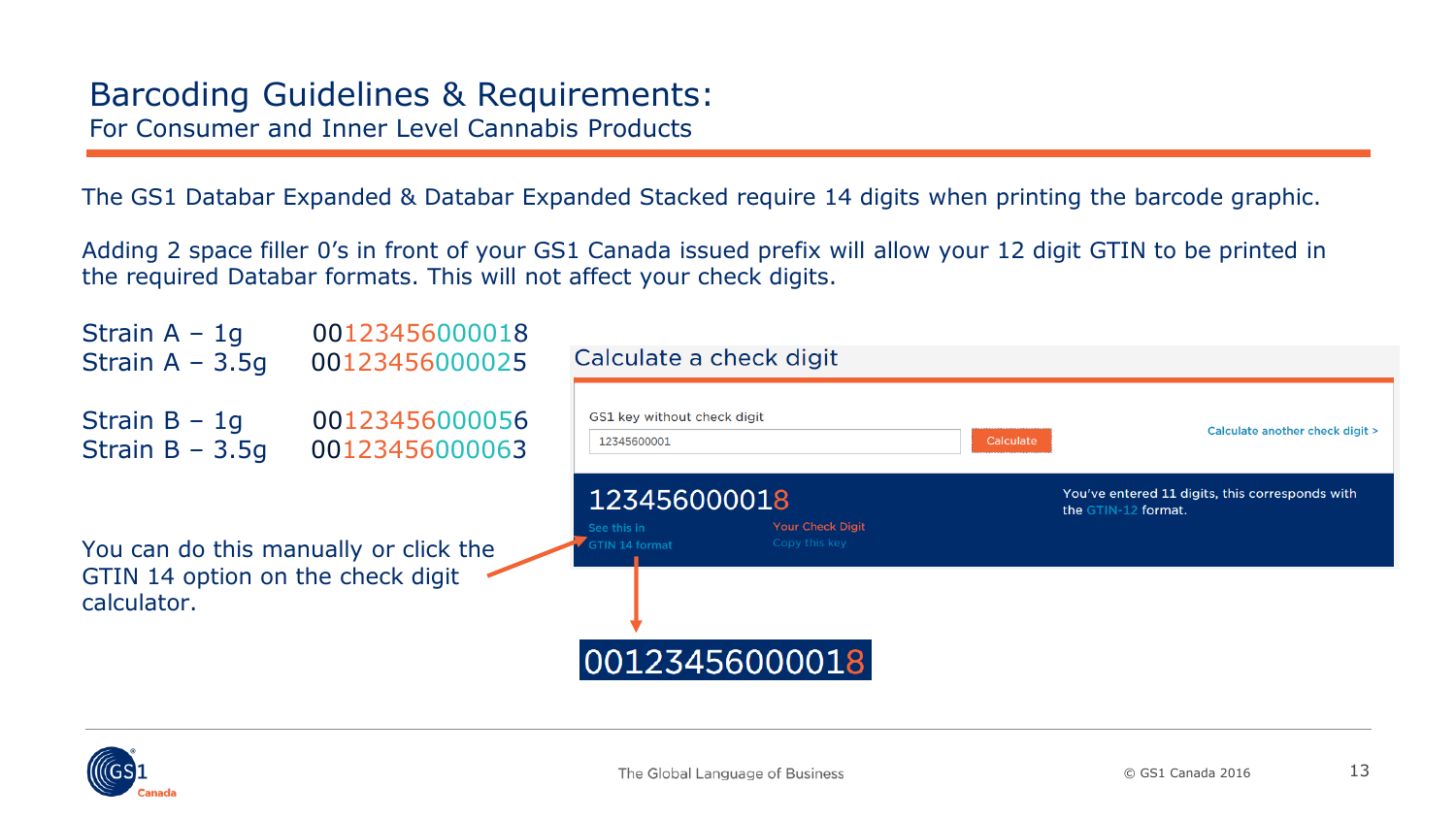# Barcoding Guidelines & Requirements:

## For Consumer and Inner Level Cannabis Products

The GS1 Databar Expanded & Databar Expanded Stacked require 14 digits when printing the barcode graphic.

Adding 2 space filler 0's in front of your GS1 Canada issued prefix will allow your 12 digit GTIN to be printed in the required Databar formats. This will not affect your check digits.

Strain A – 1g 00123456000018
Strain A – 3.5g 00123456000025

Strain B – 1g 00123456000056
Strain B – 3.5g 00123456000063

You can do this manually or click the GTIN 14 option on the check digit calculator.

**Calculate a check digit**

GS1 key without check digit

12345600001

Calculate

Calculate another check digit >

123456000018

See this in GTIN 14 format

Your Check Digit

Copy this key

You've entered 11 digits, this corresponds with the GTIN-12 format.

00123456000018

The Global Language of Business

© GS1 Canada 2016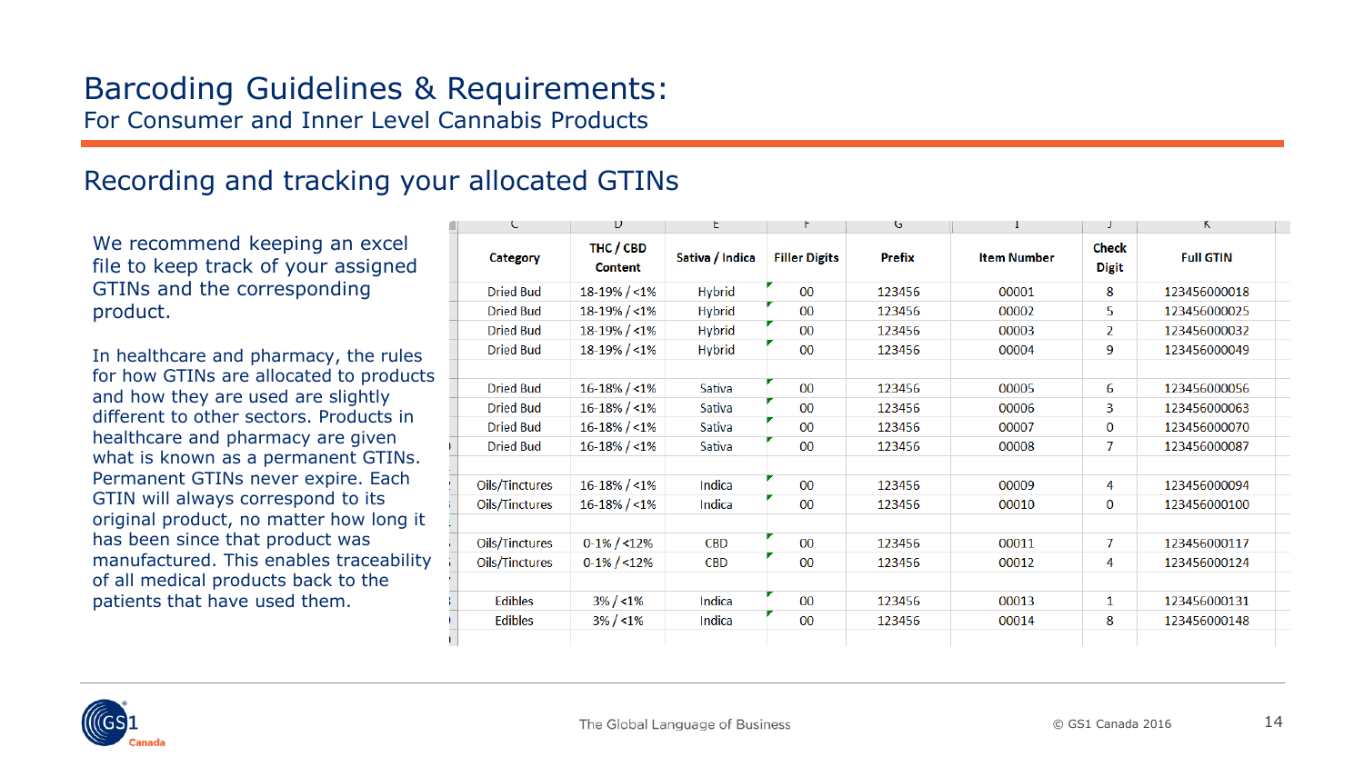# Barcoding Guidelines & Requirements:

For Consumer and Inner Level Cannabis Products

## Recording and tracking your allocated GTINs

We recommend keeping an excel file to keep track of your assigned GTINs and the corresponding product.

In healthcare and pharmacy, the rules for how GTINs are allocated to products and how they are used are slightly different to other sectors. Products in healthcare and pharmacy are given what is known as a permanent GTINs. Permanent GTINs never expire. Each GTIN will always correspond to its original product, no matter how long it has been since that product was manufactured. This enables traceability of all medical products back to the patients that have used them.

| Category | THC / CBD Content | Sativa / Indica | Filler Digits | Prefix | Item Number | Check Digit | Full GTIN |
|---|---|---|---|---|---|---|---|
| Dried Bud | 18-19% / <1% | Hybrid | 00 | 123456 | 00001 | 8 | 123456000018 |
| Dried Bud | 18-19% / <1% | Hybrid | 00 | 123456 | 00002 | 5 | 123456000025 |
| Dried Bud | 18-19% / <1% | Hybrid | 00 | 123456 | 00003 | 2 | 123456000032 |
| Dried Bud | 18-19% / <1% | Hybrid | 00 | 123456 | 00004 | 9 | 123456000049 |
| | | | | | | | |
| Dried Bud | 16-18% / <1% | Sativa | 00 | 123456 | 00005 | 6 | 123456000056 |
| Dried Bud | 16-18% / <1% | Sativa | 00 | 123456 | 00006 | 3 | 123456000063 |
| Dried Bud | 16-18% / <1% | Sativa | 00 | 123456 | 00007 | 0 | 123456000070 |
| Dried Bud | 16-18% / <1% | Sativa | 00 | 123456 | 00008 | 7 | 123456000087 |
| | | | | | | | |
| Oils/Tinctures | 16-18% / <1% | Indica | 00 | 123456 | 00009 | 4 | 123456000094 |
| Oils/Tinctures | 16-18% / <1% | Indica | 00 | 123456 | 00010 | 0 | 123456000100 |
| | | | | | | | |
| Oils/Tinctures | 0-1% / <12% | CBD | 00 | 123456 | 00011 | 7 | 123456000117 |
| Oils/Tinctures | 0-1% / <12% | CBD | 00 | 123456 | 00012 | 4 | 123456000124 |
| | | | | | | | |
| Edibles | 3% / <1% | Indica | 00 | 123456 | 00013 | 1 | 123456000131 |
| Edibles | 3% / <1% | Indica | 00 | 123456 | 00014 | 8 | 123456000148 |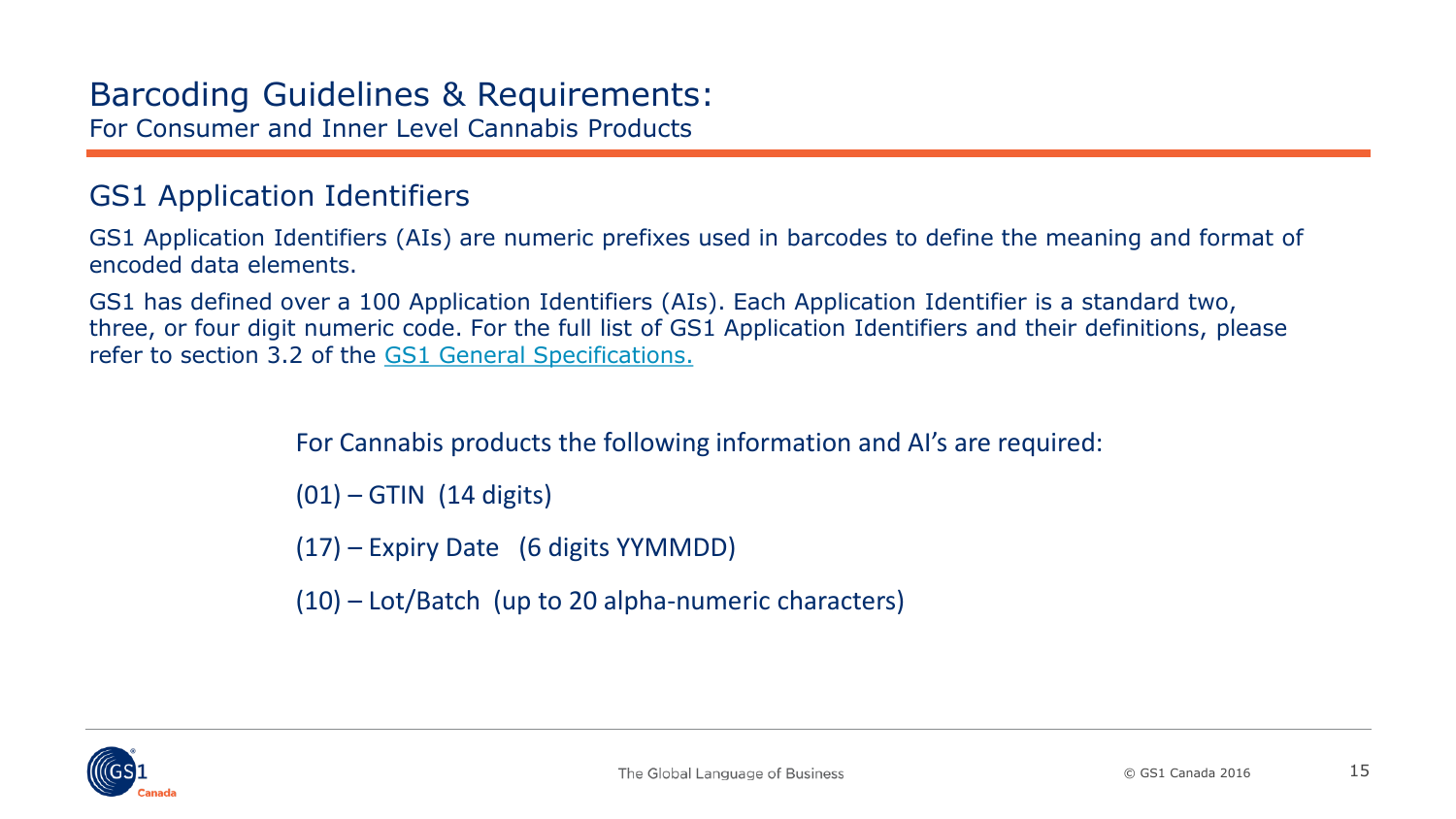# Barcoding Guidelines & Requirements:

For Consumer and Inner Level Cannabis Products

## GS1 Application Identifiers

GS1 Application Identifiers (AIs) are numeric prefixes used in barcodes to define the meaning and format of encoded data elements.

GS1 has defined over a 100 Application Identifiers (AIs). Each Application Identifier is a standard two, three, or four digit numeric code. For the full list of GS1 Application Identifiers and their definitions, please refer to section 3.2 of the GS1 General Specifications.

For Cannabis products the following information and AI's are required:

(01) – GTIN (14 digits)

(17) – Expiry Date (6 digits YYMMDD)

(10) – Lot/Batch (up to 20 alpha-numeric characters)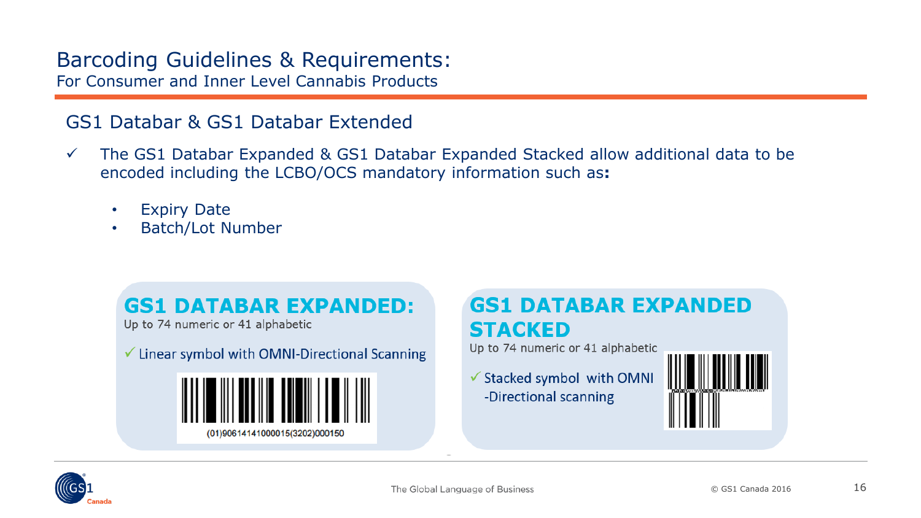# Barcoding Guidelines & Requirements:

For Consumer and Inner Level Cannabis Products

## GS1 Databar & GS1 Databar Extended

✓ The GS1 Databar Expanded & GS1 Databar Expanded Stacked allow additional data to be encoded including the LCBO/OCS mandatory information such as**:**

- Expiry Date
- Batch/Lot Number

### GS1 DATABAR EXPANDED:

Up to 74 numeric or 41 alphabetic

✓ Linear symbol with OMNI-Directional Scanning

(01)90614141000015(3202)000150

### GS1 DATABAR EXPANDED STACKED

Up to 74 numeric or 41 alphabetic

✓ Stacked symbol with OMNI -Directional scanning

The Global Language of Business

© GS1 Canada 2016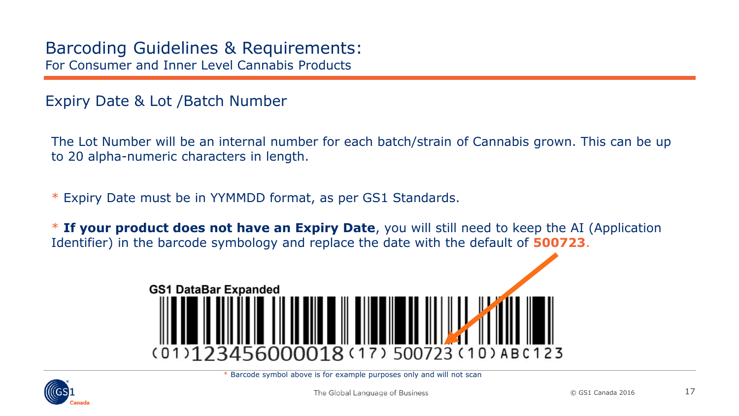# Barcoding Guidelines & Requirements:

For Consumer and Inner Level Cannabis Products

## Expiry Date & Lot /Batch Number

The Lot Number will be an internal number for each batch/strain of Cannabis grown. This can be up to 20 alpha-numeric characters in length.

* Expiry Date must be in YYMMDD format, as per GS1 Standards.

* **If your product does not have an Expiry Date**, you will still need to keep the AI (Application Identifier) in the barcode symbology and replace the date with the default of **500723**.

GS1 DataBar Expanded

(01)123456000018(17)500723(10)ABC123

* Barcode symbol above is for example purposes only and will not scan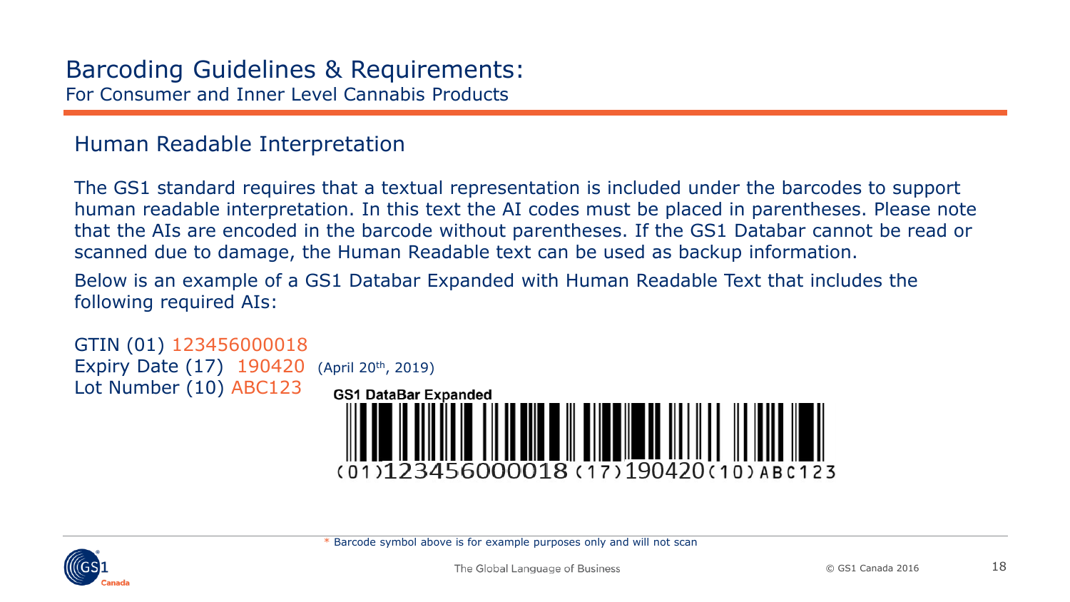# Barcoding Guidelines & Requirements:

For Consumer and Inner Level Cannabis Products

## Human Readable Interpretation

The GS1 standard requires that a textual representation is included under the barcodes to support human readable interpretation. In this text the AI codes must be placed in parentheses. Please note that the AIs are encoded in the barcode without parentheses. If the GS1 Databar cannot be read or scanned due to damage, the Human Readable text can be used as backup information.

Below is an example of a GS1 Databar Expanded with Human Readable Text that includes the following required AIs:

GTIN (01) 123456000018
Expiry Date (17) 190420 (April 20th, 2019)
Lot Number (10) ABC123

GS1 DataBar Expanded

(01)123456000018(17)190420(10)ABC123

* Barcode symbol above is for example purposes only and will not scan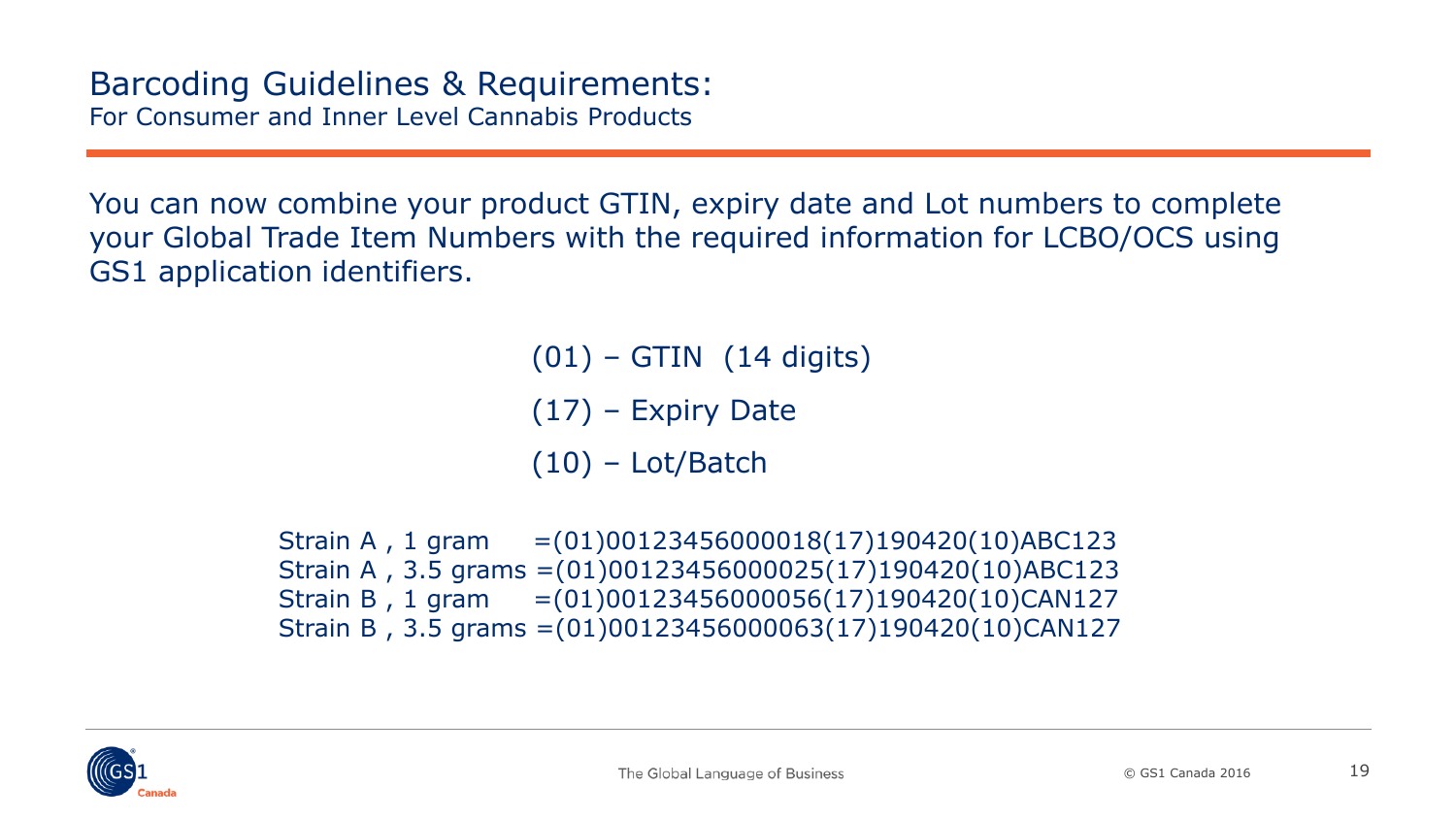# Barcoding Guidelines & Requirements:

## For Consumer and Inner Level Cannabis Products

You can now combine your product GTIN, expiry date and Lot numbers to complete your Global Trade Item Numbers with the required information for LCBO/OCS using GS1 application identifiers.

(01) – GTIN (14 digits)

(17) – Expiry Date

(10) – Lot/Batch

```
Strain A , 1 gram    =(01)00123456000018(17)190420(10)ABC123
Strain A , 3.5 grams =(01)00123456000025(17)190420(10)ABC123
Strain B , 1 gram    =(01)00123456000056(17)190420(10)CAN127
Strain B , 3.5 grams =(01)00123456000063(17)190420(10)CAN127
```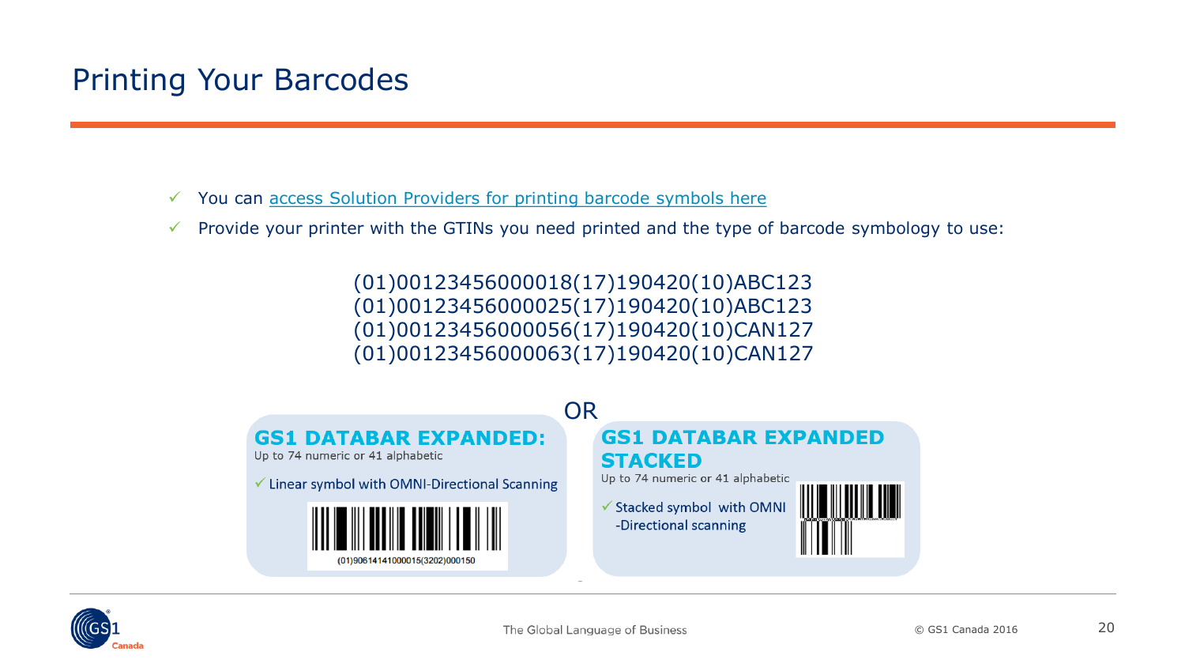# Printing Your Barcodes

- ✓ You can [access Solution Providers for printing barcode symbols here]()
- ✓ Provide your printer with the GTINs you need printed and the type of barcode symbology to use:

(01)00123456000018(17)190420(10)ABC123
(01)00123456000025(17)190420(10)ABC123
(01)00123456000056(17)190420(10)CAN127
(01)00123456000063(17)190420(10)CAN127

OR

**GS1 DATABAR EXPANDED:**
Up to 74 numeric or 41 alphabetic

✓ Linear symbol with OMNI-Directional Scanning

(01)90614141000015(3202)000150

**GS1 DATABAR EXPANDED STACKED**
Up to 74 numeric or 41 alphabetic

✓ Stacked symbol with OMNI -Directional scanning

The Global Language of Business

© GS1 Canada 2016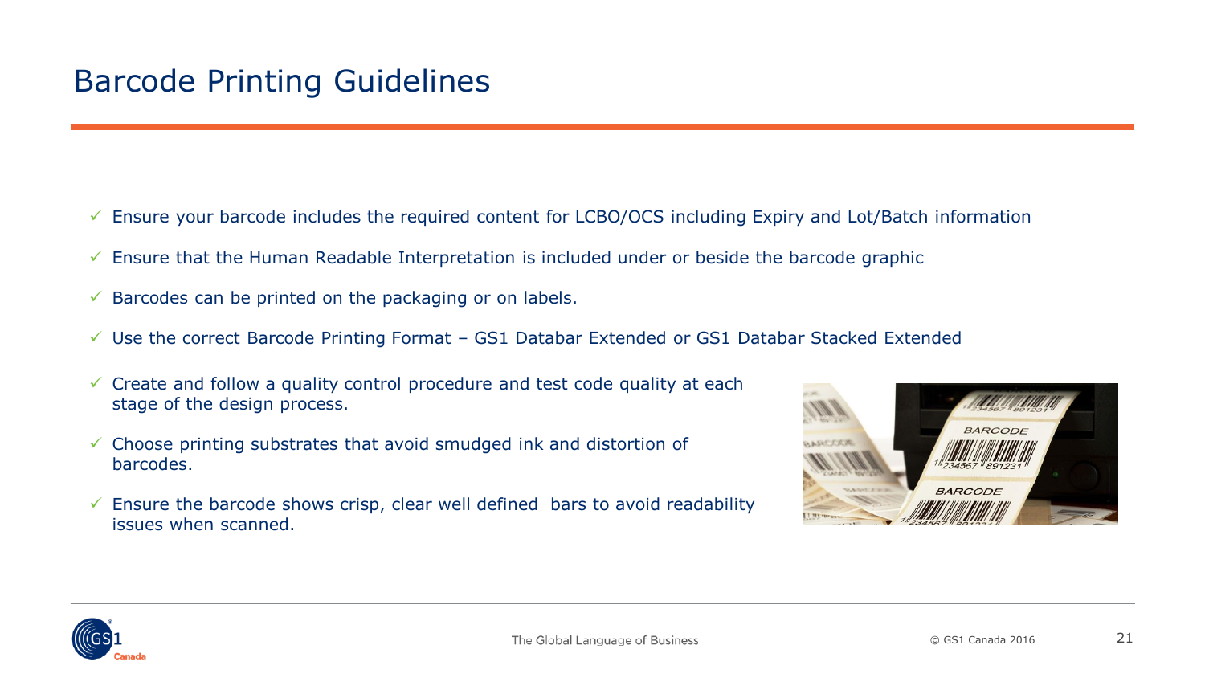# Barcode Printing Guidelines

- ✓ Ensure your barcode includes the required content for LCBO/OCS including Expiry and Lot/Batch information
- ✓ Ensure that the Human Readable Interpretation is included under or beside the barcode graphic
- ✓ Barcodes can be printed on the packaging or on labels.
- ✓ Use the correct Barcode Printing Format – GS1 Databar Extended or GS1 Databar Stacked Extended
- ✓ Create and follow a quality control procedure and test code quality at each stage of the design process.
- ✓ Choose printing substrates that avoid smudged ink and distortion of barcodes.
- ✓ Ensure the barcode shows crisp, clear well defined bars to avoid readability issues when scanned.